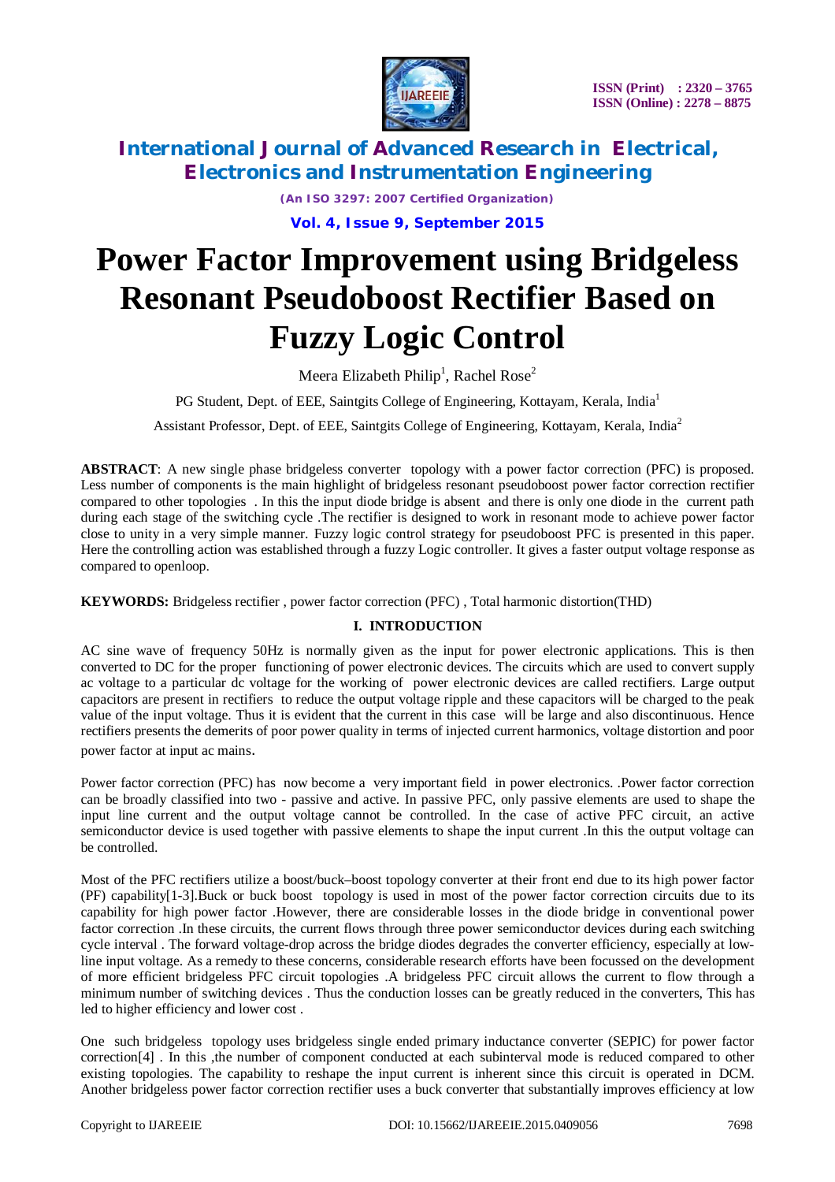# Power Factor Improvement using Bridgeless Resonant Pseudoboost Rectifier Based on Fuzzy Logic Control

Meera Elizabeth Philip[1], Rachel Rose[2]

PG Student, Dept. of EEE, Saintgits College of Engineering, Kottayam, Kerala, India[1]

Assistant Professor, Dept. of EEE, Saintgits College of Engineering, Kottayam, Kerala, India[2]

**ABSTRACT**: A new single phase bridgeless converter topology with a power factor correction (PFC) is proposed. Less number of components is the main highlight of bridgeless resonant pseudoboost power factor correction rectifier compared to other topologies . In this the input diode bridge is absent and there is only one diode in the current path during each stage of the switching cycle .The rectifier is designed to work in resonant mode to achieve power factor close to unity in a very simple manner. Fuzzy logic control strategy for pseudoboost PFC is presented in this paper. Here the controlling action was established through a fuzzy Logic controller. It gives a faster output voltage response as compared to openloop.

**KEYWORDS:** Bridgeless rectifier , power factor correction (PFC) , Total harmonic distortion(THD)

## I. INTRODUCTION

AC sine wave of frequency 50Hz is normally given as the input for power electronic applications. This is then converted to DC for the proper functioning of power electronic devices. The circuits which are used to convert supply ac voltage to a particular dc voltage for the working of power electronic devices are called rectifiers. Large output capacitors are present in rectifiers to reduce the output voltage ripple and these capacitors will be charged to the peak value of the input voltage. Thus it is evident that the current in this case will be large and also discontinuous. Hence rectifiers presents the demerits of poor power quality in terms of injected current harmonics, voltage distortion and poor power factor at input ac mains.

Power factor correction (PFC) has now become a very important field in power electronics. .Power factor correction can be broadly classified into two - passive and active. In passive PFC, only passive elements are used to shape the input line current and the output voltage cannot be controlled. In the case of active PFC circuit, an active semiconductor device is used together with passive elements to shape the input current .In this the output voltage can be controlled.

Most of the PFC rectifiers utilize a boost/buck–boost topology converter at their front end due to its high power factor (PF) capability[1-3].Buck or buck boost topology is used in most of the power factor correction circuits due to its capability for high power factor .However, there are considerable losses in the diode bridge in conventional power factor correction .In these circuits, the current flows through three power semiconductor devices during each switching cycle interval . The forward voltage-drop across the bridge diodes degrades the converter efficiency, especially at low-line input voltage. As a remedy to these concerns, considerable research efforts have been focussed on the development of more efficient bridgeless PFC circuit topologies .A bridgeless PFC circuit allows the current to flow through a minimum number of switching devices . Thus the conduction losses can be greatly reduced in the converters, This has led to higher efficiency and lower cost .

One such bridgeless topology uses bridgeless single ended primary inductance converter (SEPIC) for power factor correction[4] . In this ,the number of component conducted at each subinterval mode is reduced compared to other existing topologies. The capability to reshape the input current is inherent since this circuit is operated in DCM. Another bridgeless power factor correction rectifier uses a buck converter that substantially improves efficiency at low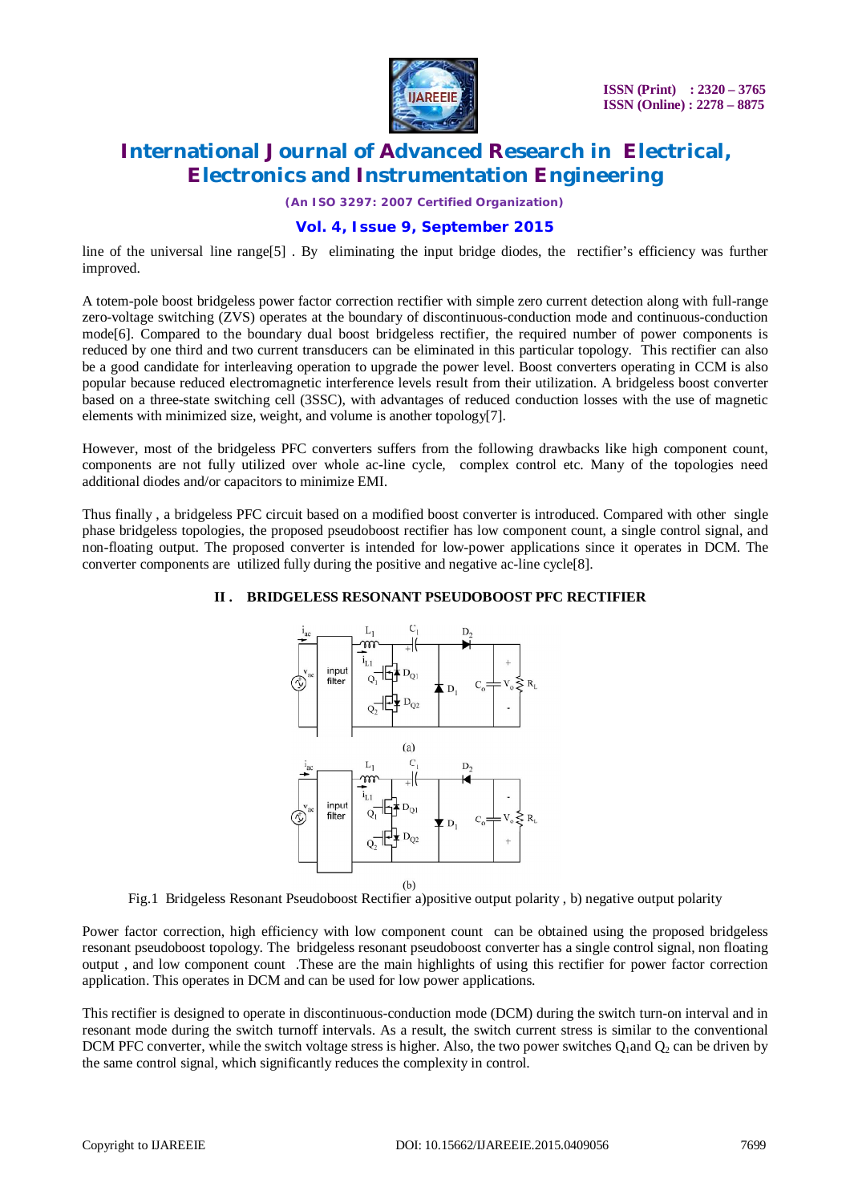line of the universal line range[5] . By eliminating the input bridge diodes, the rectifier's efficiency was further improved.

A totem-pole boost bridgeless power factor correction rectifier with simple zero current detection along with full-range zero-voltage switching (ZVS) operates at the boundary of discontinuous-conduction mode and continuous-conduction mode[6]. Compared to the boundary dual boost bridgeless rectifier, the required number of power components is reduced by one third and two current transducers can be eliminated in this particular topology. This rectifier can also be a good candidate for interleaving operation to upgrade the power level. Boost converters operating in CCM is also popular because reduced electromagnetic interference levels result from their utilization. A bridgeless boost converter based on a three-state switching cell (3SSC), with advantages of reduced conduction losses with the use of magnetic elements with minimized size, weight, and volume is another topology[7].

However, most of the bridgeless PFC converters suffers from the following drawbacks like high component count, components are not fully utilized over whole ac-line cycle, complex control etc. Many of the topologies need additional diodes and/or capacitors to minimize EMI.

Thus finally , a bridgeless PFC circuit based on a modified boost converter is introduced. Compared with other single phase bridgeless topologies, the proposed pseudoboost rectifier has low component count, a single control signal, and non-floating output. The proposed converter is intended for low-power applications since it operates in DCM. The converter components are utilized fully during the positive and negative ac-line cycle[8].

## II . BRIDGELESS RESONANT PSEUDOBOOST PFC RECTIFIER

Fig.1 Bridgeless Resonant Pseudoboost Rectifier a)positive output polarity , b) negative output polarity

Power factor correction, high efficiency with low component count can be obtained using the proposed bridgeless resonant pseudoboost topology. The bridgeless resonant pseudoboost converter has a single control signal, non floating output , and low component count .These are the main highlights of using this rectifier for power factor correction application. This operates in DCM and can be used for low power applications.

This rectifier is designed to operate in discontinuous-conduction mode (DCM) during the switch turn-on interval and in resonant mode during the switch turnoff intervals. As a result, the switch current stress is similar to the conventional DCM PFC converter, while the switch voltage stress is higher. Also, the two power switches $Q_1$and $Q_2$ can be driven by the same control signal, which significantly reduces the complexity in control.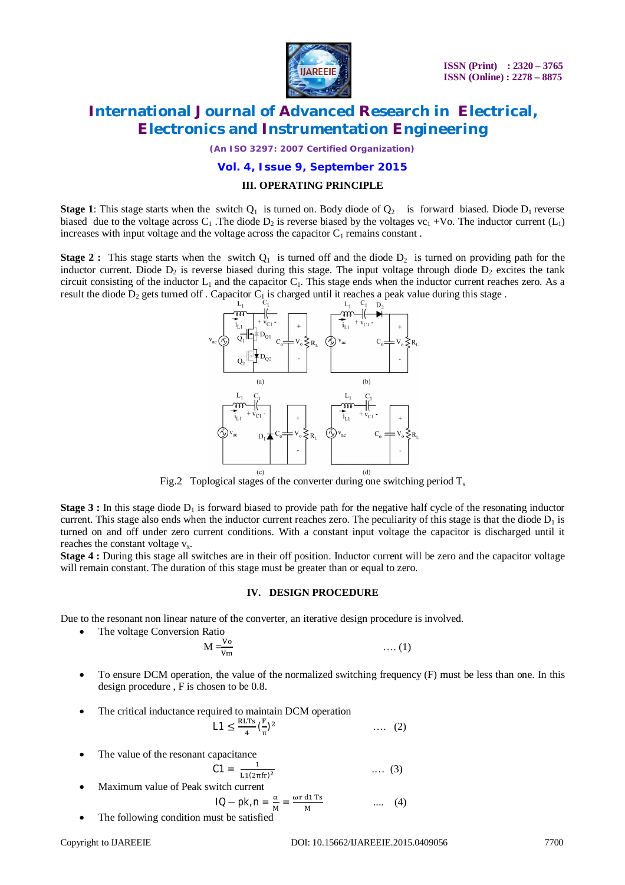### III. OPERATING PRINCIPLE

**Stage 1**: This stage starts when the switch $Q_1$ is turned on. Body diode of $Q_2$ is forward biased. Diode $D_1$ reverse biased due to the voltage across $C_1$ .The diode $D_2$ is reverse biased by the voltages $v_{C1}$ +Vo. The inductor current ($L_1$) increases with input voltage and the voltage across the capacitor $C_1$ remains constant .

**Stage 2 :** This stage starts when the switch $Q_1$ is turned off and the diode $D_2$ is turned on providing path for the inductor current. Diode $D_2$ is reverse biased during this stage. The input voltage through diode $D_2$ excites the tank circuit consisting of the inductor $L_1$ and the capacitor $C_1$. This stage ends when the inductor current reaches zero. As a result the diode $D_2$ gets turned off . Capacitor $C_1$ is charged until it reaches a peak value during this stage .

Fig.2 Toplogical stages of the converter during one switching period $T_s$

**Stage 3 :** In this stage diode $D_1$ is forward biased to provide path for the negative half cycle of the resonating inductor current. This stage also ends when the inductor current reaches zero. The peculiarity of this stage is that the diode $D_1$ is turned on and off under zero current conditions. With a constant input voltage the capacitor is discharged until it reaches the constant voltage $v_x$.

**Stage 4 :** During this stage all switches are in their off position. Inductor current will be zero and the capacitor voltage will remain constant. The duration of this stage must be greater than or equal to zero.

### IV. DESIGN PROCEDURE

Due to the resonant non linear nature of the converter, an iterative design procedure is involved.

- The voltage Conversion Ratio

$$M = \frac{Vo}{Vm} \quad \text{.... (1)}$$

- To ensure DCM operation, the value of the normalized switching frequency (F) must be less than one. In this design procedure , F is chosen to be 0.8.

- The critical inductance required to maintain DCM operation

$$L1 \leq \frac{RLTs}{4}\left(\frac{F}{\pi}\right)^2 \quad \text{.... (2)}$$

- The value of the resonant capacitance

$$C1 = \frac{1}{L1(2\pi fr)^2} \quad \text{.... (3)}$$

- Maximum value of Peak switch current

$$IQ-pk,n = \frac{\alpha}{M} = \frac{\omega r\, d1\, Ts}{M} \quad \text{.... (4)}$$

- The following condition must be satisfied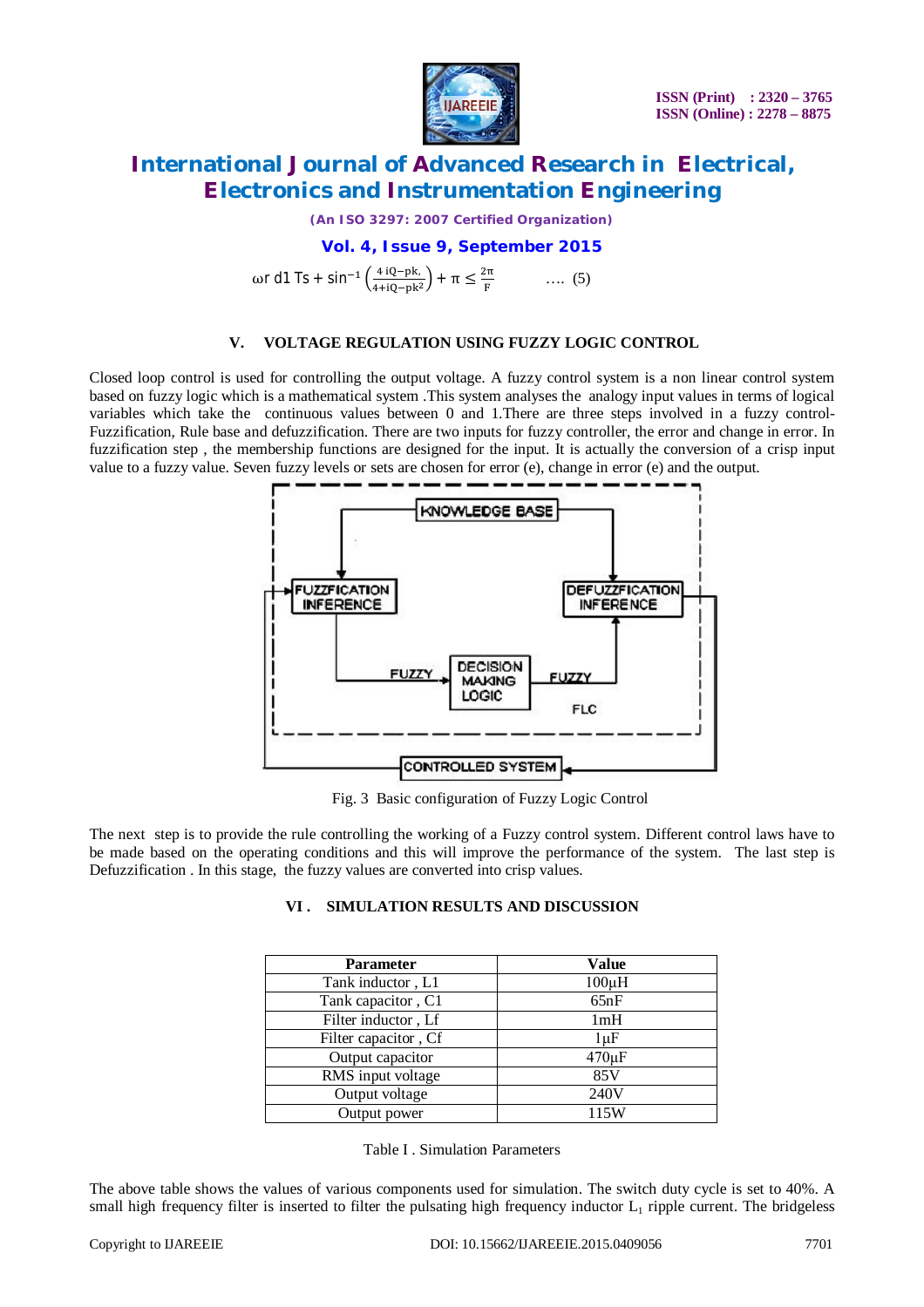$$\omega r \, d1 \, Ts + \sin^{-1}\left(\frac{4 \, iQ-pk,}{4+iQ-pk^2}\right) + \pi \leq \frac{2\pi}{F} \qquad \text{.... (5)}$$

## V. VOLTAGE REGULATION USING FUZZY LOGIC CONTROL

Closed loop control is used for controlling the output voltage. A fuzzy control system is a non linear control system based on fuzzy logic which is a mathematical system .This system analyses the analogy input values in terms of logical variables which take the continuous values between 0 and 1.There are three steps involved in a fuzzy control-Fuzzification, Rule base and defuzzification. There are two inputs for fuzzy controller, the error and change in error. In fuzzification step , the membership functions are designed for the input. It is actually the conversion of a crisp input value to a fuzzy value. Seven fuzzy levels or sets are chosen for error (e), change in error (e) and the output.

Fig. 3 Basic configuration of Fuzzy Logic Control

The next step is to provide the rule controlling the working of a Fuzzy control system. Different control laws have to be made based on the operating conditions and this will improve the performance of the system. The last step is Defuzzification . In this stage, the fuzzy values are converted into crisp values.

## VI . SIMULATION RESULTS AND DISCUSSION

| Parameter | Value |
|---|---|
| Tank inductor , L1 | 100µH |
| Tank capacitor , C1 | 65nF |
| Filter inductor , Lf | 1mH |
| Filter capacitor , Cf | 1µF |
| Output capacitor | 470µF |
| RMS input voltage | 85V |
| Output voltage | 240V |
| Output power | 115W |

Table I . Simulation Parameters

The above table shows the values of various components used for simulation. The switch duty cycle is set to 40%. A small high frequency filter is inserted to filter the pulsating high frequency inductor $L_1$ ripple current. The bridgeless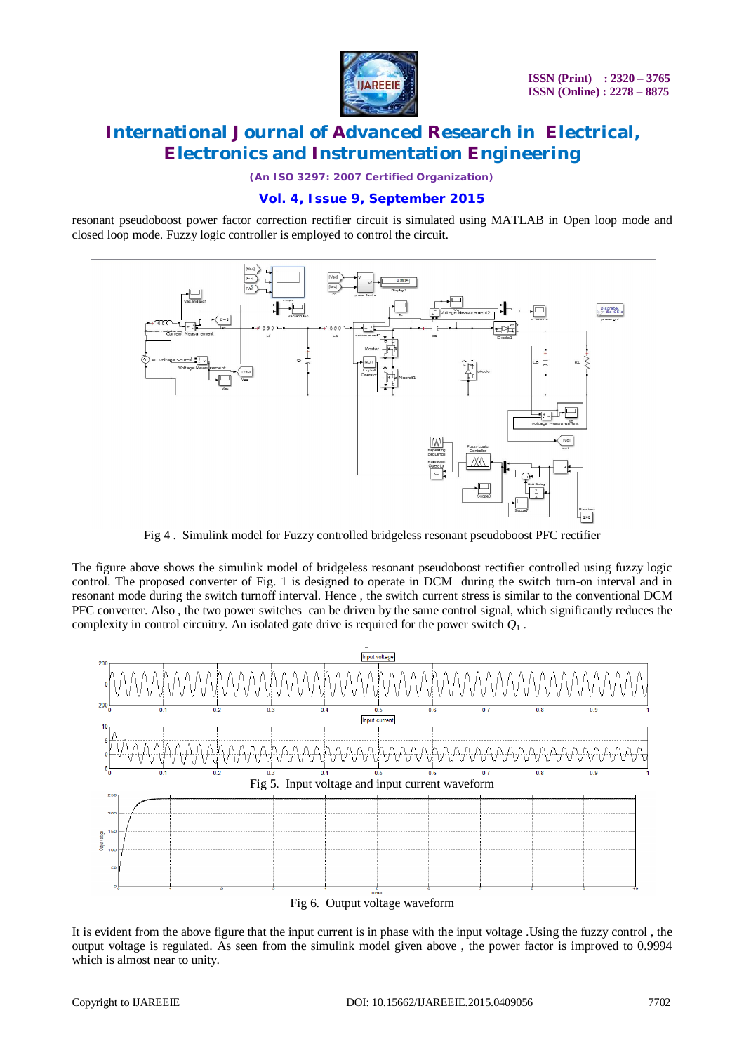resonant pseudoboost power factor correction rectifier circuit is simulated using MATLAB in Open loop mode and closed loop mode. Fuzzy logic controller is employed to control the circuit.

Fig 4 . Simulink model for Fuzzy controlled bridgeless resonant pseudoboost PFC rectifier

The figure above shows the simulink model of bridgeless resonant pseudoboost rectifier controlled using fuzzy logic control. The proposed converter of Fig. 1 is designed to operate in DCM during the switch turn-on interval and in resonant mode during the switch turnoff interval. Hence , the switch current stress is similar to the conventional DCM PFC converter. Also , the two power switches can be driven by the same control signal, which significantly reduces the complexity in control circuitry. An isolated gate drive is required for the power switch $Q_1$ .

Fig 5. Input voltage and input current waveform

Fig 6. Output voltage waveform

It is evident from the above figure that the input current is in phase with the input voltage .Using the fuzzy control , the output voltage is regulated. As seen from the simulink model given above , the power factor is improved to 0.9994 which is almost near to unity.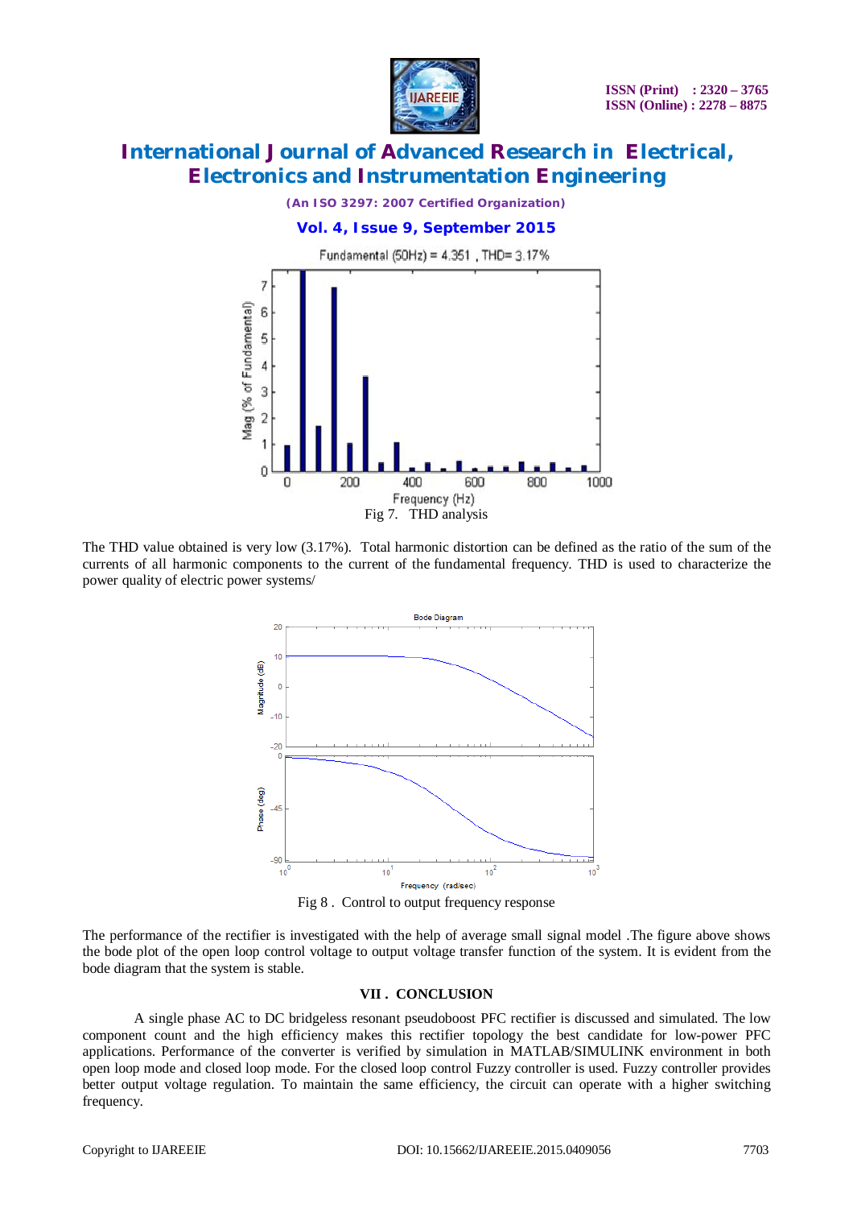Fig 7. THD analysis

The THD value obtained is very low (3.17%). Total harmonic distortion can be defined as the ratio of the sum of the currents of all harmonic components to the current of the fundamental frequency. THD is used to characterize the power quality of electric power systems/

Fig 8 . Control to output frequency response

The performance of the rectifier is investigated with the help of average small signal model .The figure above shows the bode plot of the open loop control voltage to output voltage transfer function of the system. It is evident from the bode diagram that the system is stable.

## VII . CONCLUSION

A single phase AC to DC bridgeless resonant pseudoboost PFC rectifier is discussed and simulated. The low component count and the high efficiency makes this rectifier topology the best candidate for low-power PFC applications. Performance of the converter is verified by simulation in MATLAB/SIMULINK environment in both open loop mode and closed loop mode. For the closed loop control Fuzzy controller is used. Fuzzy controller provides better output voltage regulation. To maintain the same efficiency, the circuit can operate with a higher switching frequency.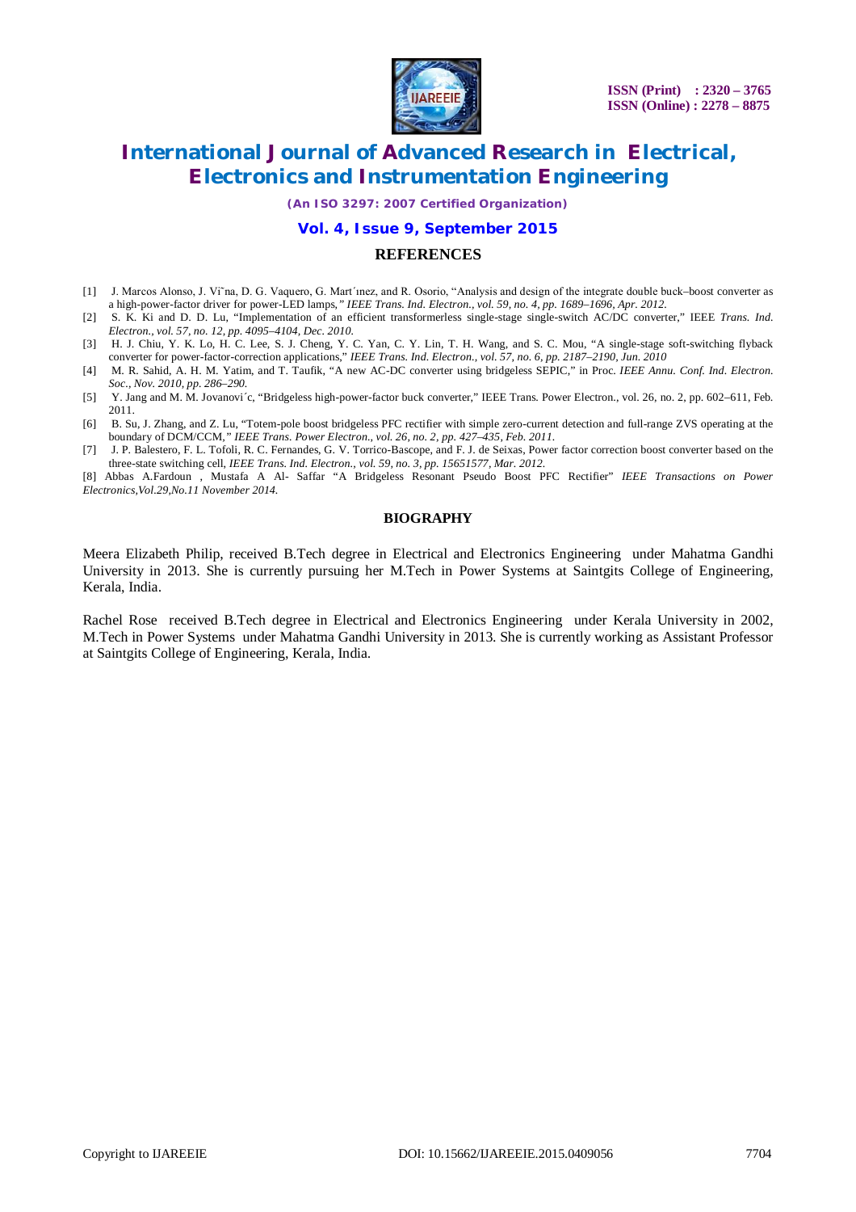## REFERENCES

[1] J. Marcos Alonso, J. Vi˜na, D. G. Vaquero, G. Mart´ınez, and R. Osorio, "Analysis and design of the integrate double buck–boost converter as a high-power-factor driver for power-LED lamps," *IEEE Trans. Ind. Electron., vol. 59, no. 4, pp. 1689–1696, Apr. 2012.*

[2] S. K. Ki and D. D. Lu, "Implementation of an efficient transformerless single-stage single-switch AC/DC converter," IEEE *Trans. Ind. Electron., vol. 57, no. 12, pp. 4095–4104, Dec. 2010.*

[3] H. J. Chiu, Y. K. Lo, H. C. Lee, S. J. Cheng, Y. C. Yan, C. Y. Lin, T. H. Wang, and S. C. Mou, "A single-stage soft-switching flyback converter for power-factor-correction applications," *IEEE Trans. Ind. Electron., vol. 57, no. 6, pp. 2187–2190, Jun. 2010*

[4] M. R. Sahid, A. H. M. Yatim, and T. Taufik, "A new AC-DC converter using bridgeless SEPIC," in Proc. *IEEE Annu. Conf. Ind. Electron. Soc., Nov. 2010, pp. 286–290.*

[5] Y. Jang and M. M. Jovanovi´c, "Bridgeless high-power-factor buck converter," IEEE Trans. Power Electron., vol. 26, no. 2, pp. 602–611, Feb. 2011.

[6] B. Su, J. Zhang, and Z. Lu, "Totem-pole boost bridgeless PFC rectifier with simple zero-current detection and full-range ZVS operating at the boundary of DCM/CCM," *IEEE Trans. Power Electron., vol. 26, no. 2, pp. 427–435, Feb. 2011.*

[7] J. P. Balestero, F. L. Tofoli, R. C. Fernandes, G. V. Torrico-Bascope, and F. J. de Seixas, Power factor correction boost converter based on the three-state switching cell, *IEEE Trans. Ind. Electron., vol. 59, no. 3, pp. 15651577, Mar. 2012.*

[8] Abbas A.Fardoun , Mustafa A Al- Saffar "A Bridgeless Resonant Pseudo Boost PFC Rectifier" *IEEE Transactions on Power Electronics,Vol.29,No.11 November 2014.*

## BIOGRAPHY

Meera Elizabeth Philip, received B.Tech degree in Electrical and Electronics Engineering under Mahatma Gandhi University in 2013. She is currently pursuing her M.Tech in Power Systems at Saintgits College of Engineering, Kerala, India.

Rachel Rose received B.Tech degree in Electrical and Electronics Engineering under Kerala University in 2002, M.Tech in Power Systems under Mahatma Gandhi University in 2013. She is currently working as Assistant Professor at Saintgits College of Engineering, Kerala, India.